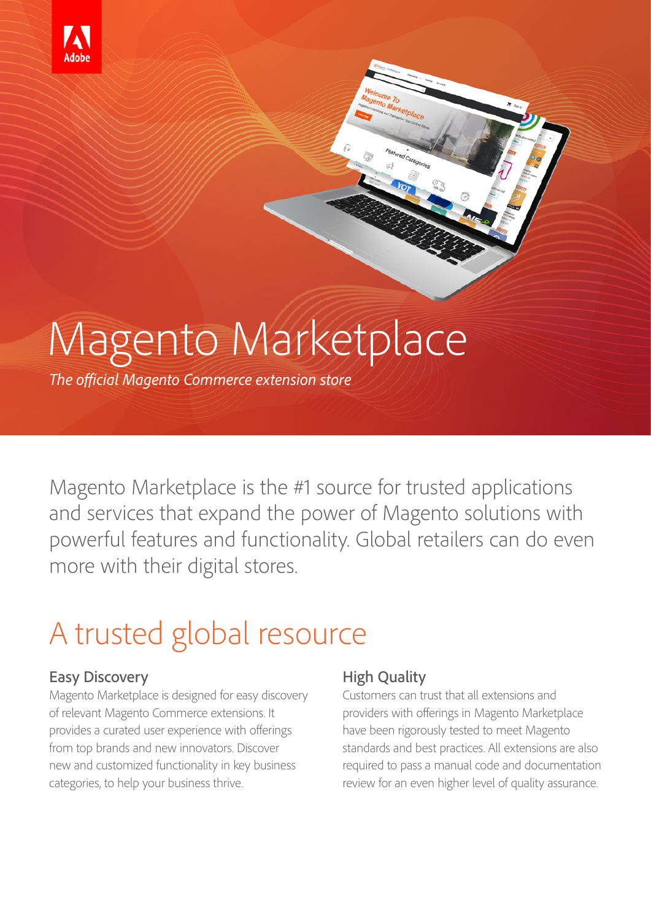# Magento Marketplace

*The official Magento Commerce extension store*

Magento Marketplace is the #1 source for trusted applications and services that expand the power of Magento solutions with powerful features and functionality. Global retailers can do even more with their digital stores.

## A trusted global resource

### Easy Discovery

Magento Marketplace is designed for easy discovery of relevant Magento Commerce extensions. It provides a curated user experience with offerings from top brands and new innovators. Discover new and customized functionality in key business categories, to help your business thrive.

### High Quality

Customers can trust that all extensions and providers with offerings in Magento Marketplace have been rigorously tested to meet Magento standards and best practices. All extensions are also required to pass a manual code and documentation review for an even higher level of quality assurance.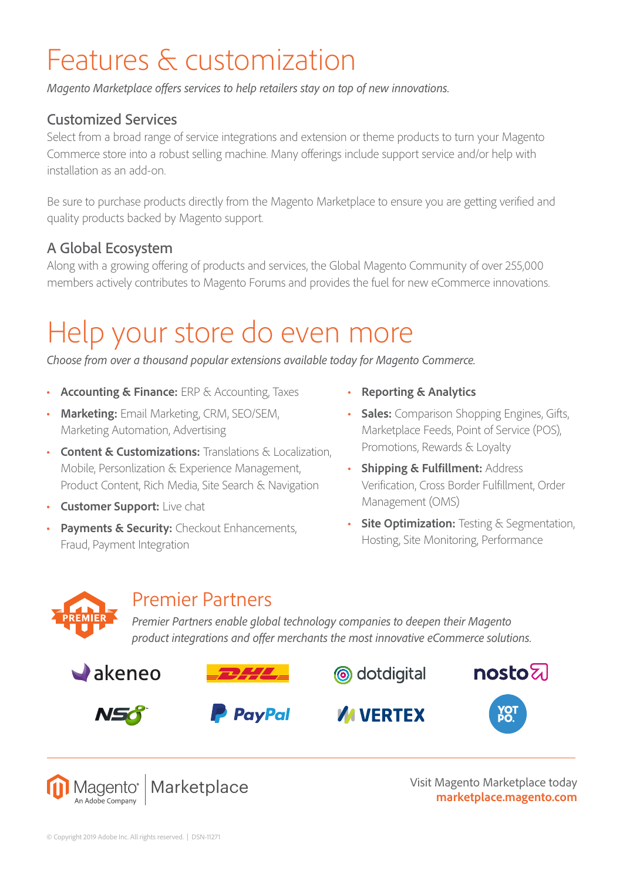# Features & customization

*Magento Marketplace offers services to help retailers stay on top of new innovations.*

## Customized Services

Select from a broad range of service integrations and extension or theme products to turn your Magento Commerce store into a robust selling machine. Many offerings include support service and/or help with installation as an add-on.

Be sure to purchase products directly from the Magento Marketplace to ensure you are getting verified and quality products backed by Magento support.

## A Global Ecosystem

Along with a growing offering of products and services, the Global Magento Community of over 255,000 members actively contributes to Magento Forums and provides the fuel for new eCommerce innovations.

# Help your store do even more

*Choose from over a thousand popular extensions available today for Magento Commerce.*

- **Accounting & Finance:** ERP & Accounting, Taxes
- **Marketing:** Email Marketing, CRM, SEO/SEM, Marketing Automation, Advertising
- **Content & Customizations:** Translations & Localization, Mobile, Personlization & Experience Management, Product Content, Rich Media, Site Search & Navigation
- **Customer Support:** Live chat
- **Payments & Security:** Checkout Enhancements, Fraud, Payment Integration
- **Reporting & Analytics**
- **Sales:** Comparison Shopping Engines, Gifts, Marketplace Feeds, Point of Service (POS), Promotions, Rewards & Loyalty
- **Shipping & Fulfillment:** Address Verification, Cross Border Fulfillment, Order Management (OMS)
- **Site Optimization:** Testing & Segmentation, Hosting, Site Monitoring, Performance

## Premier Partners

*Premier Partners enable global technology companies to deepen their Magento product integrations and offer merchants the most innovative eCommerce solutions.*

akeneo, DHL, dotdigital, nosto, NS8, PayPal, VERTEX, YOTPO.

Magento Marketplace — An Adobe Company

Visit Magento Marketplace today
**marketplace.magento.com**

© Copyright 2019 Adobe Inc. All rights reserved. | DSN-11271